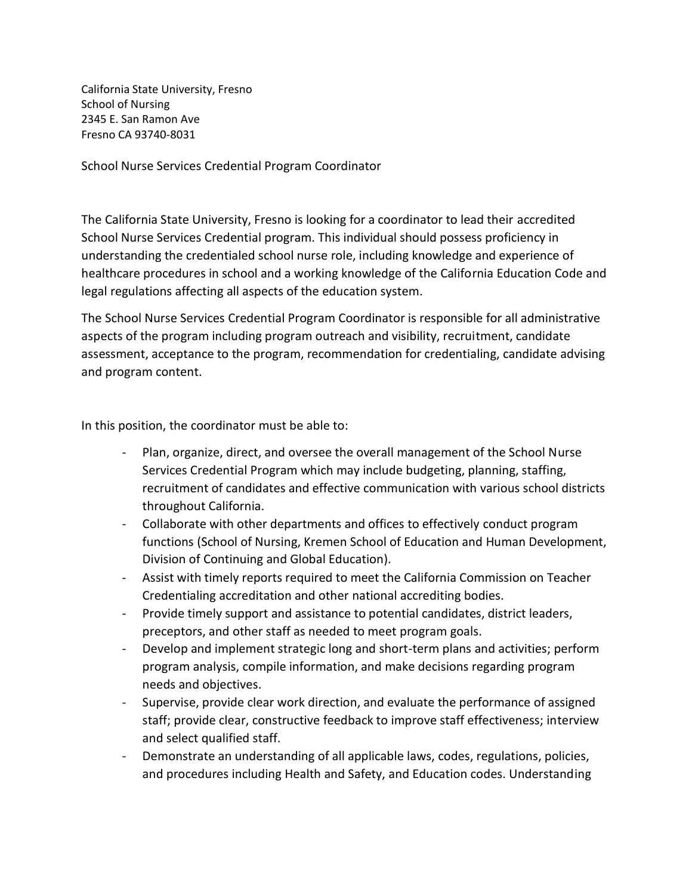California State University, Fresno
School of Nursing
2345 E. San Ramon Ave
Fresno CA 93740-8031

School Nurse Services Credential Program Coordinator

The California State University, Fresno is looking for a coordinator to lead their accredited School Nurse Services Credential program. This individual should possess proficiency in understanding the credentialed school nurse role, including knowledge and experience of healthcare procedures in school and a working knowledge of the California Education Code and legal regulations affecting all aspects of the education system.

The School Nurse Services Credential Program Coordinator is responsible for all administrative aspects of the program including program outreach and visibility, recruitment, candidate assessment, acceptance to the program, recommendation for credentialing, candidate advising and program content.

In this position, the coordinator must be able to:

- Plan, organize, direct, and oversee the overall management of the School Nurse Services Credential Program which may include budgeting, planning, staffing, recruitment of candidates and effective communication with various school districts throughout California.
- Collaborate with other departments and offices to effectively conduct program functions (School of Nursing, Kremen School of Education and Human Development, Division of Continuing and Global Education).
- Assist with timely reports required to meet the California Commission on Teacher Credentialing accreditation and other national accrediting bodies.
- Provide timely support and assistance to potential candidates, district leaders, preceptors, and other staff as needed to meet program goals.
- Develop and implement strategic long and short-term plans and activities; perform program analysis, compile information, and make decisions regarding program needs and objectives.
- Supervise, provide clear work direction, and evaluate the performance of assigned staff; provide clear, constructive feedback to improve staff effectiveness; interview and select qualified staff.
- Demonstrate an understanding of all applicable laws, codes, regulations, policies, and procedures including Health and Safety, and Education codes. Understanding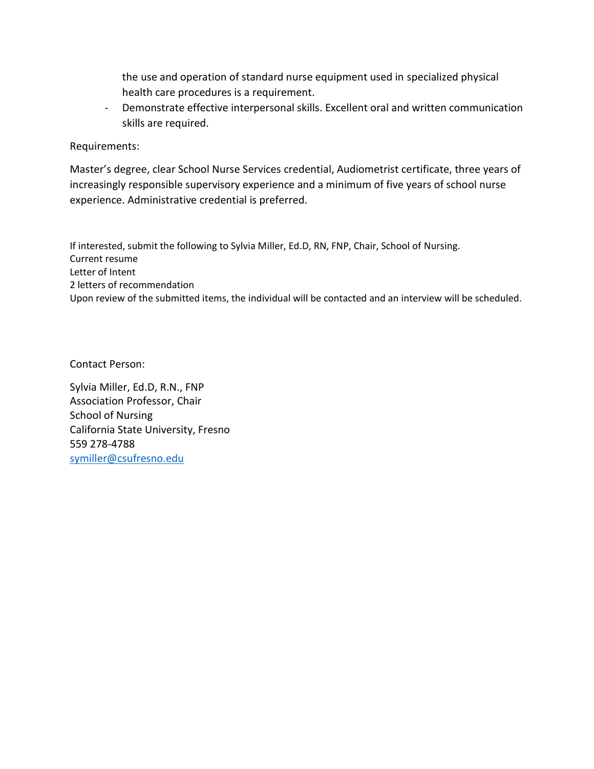the use and operation of standard nurse equipment used in specialized physical health care procedures is a requirement.

- Demonstrate effective interpersonal skills. Excellent oral and written communication skills are required.

Requirements:

Master's degree, clear School Nurse Services credential, Audiometrist certificate, three years of increasingly responsible supervisory experience and a minimum of five years of school nurse experience. Administrative credential is preferred.

If interested, submit the following to Sylvia Miller, Ed.D, RN, FNP, Chair, School of Nursing.
Current resume
Letter of Intent
2 letters of recommendation
Upon review of the submitted items, the individual will be contacted and an interview will be scheduled.

Contact Person:

Sylvia Miller, Ed.D, R.N., FNP
Association Professor, Chair
School of Nursing
California State University, Fresno
559 278-4788
symiller@csufresno.edu